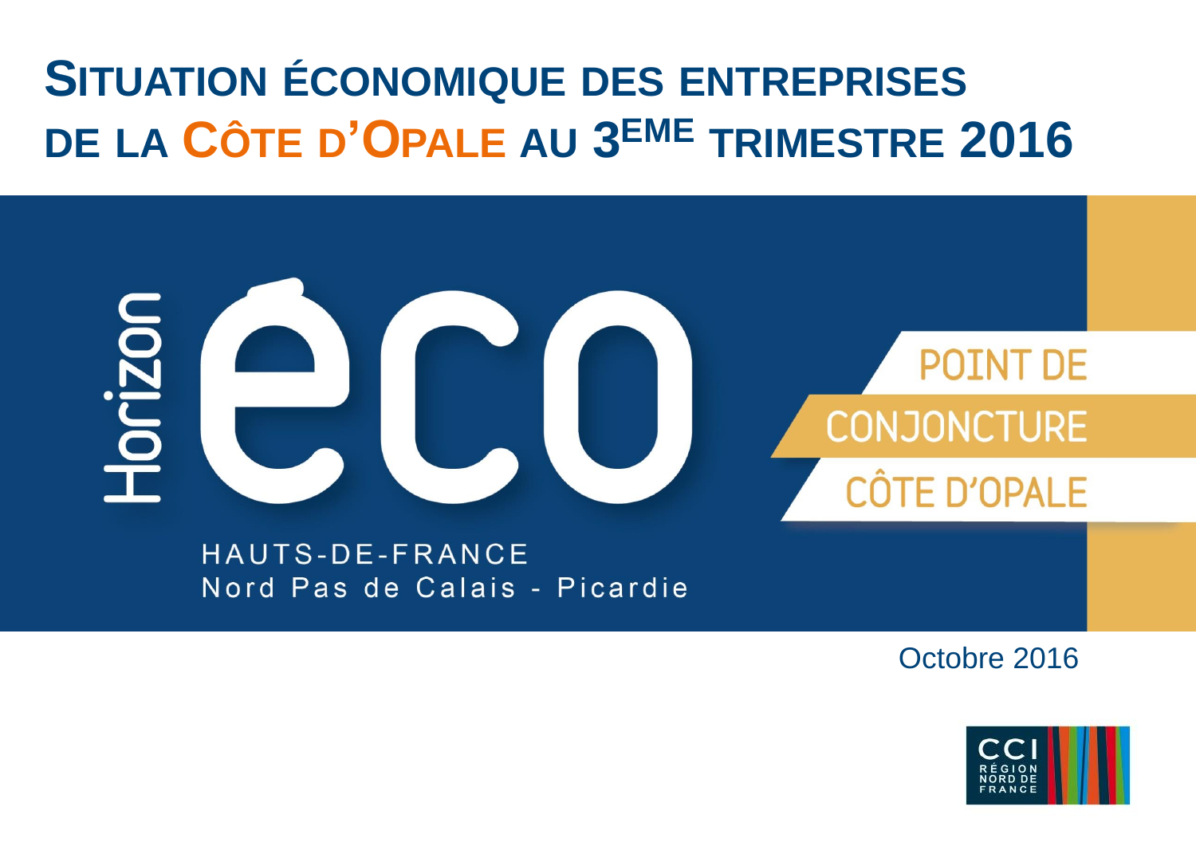# SITUATION ÉCONOMIQUE DES ENTREPRISES DE LA CÔTE D'OPALE AU 3$^{EME}$ TRIMESTRE 2016

Horizon éco

HAUTS-DE-FRANCE
Nord Pas de Calais - Picardie

POINT DE CONJONCTURE CÔTE D'OPALE

Octobre 2016

CCI RÉGION NORD DE FRANCE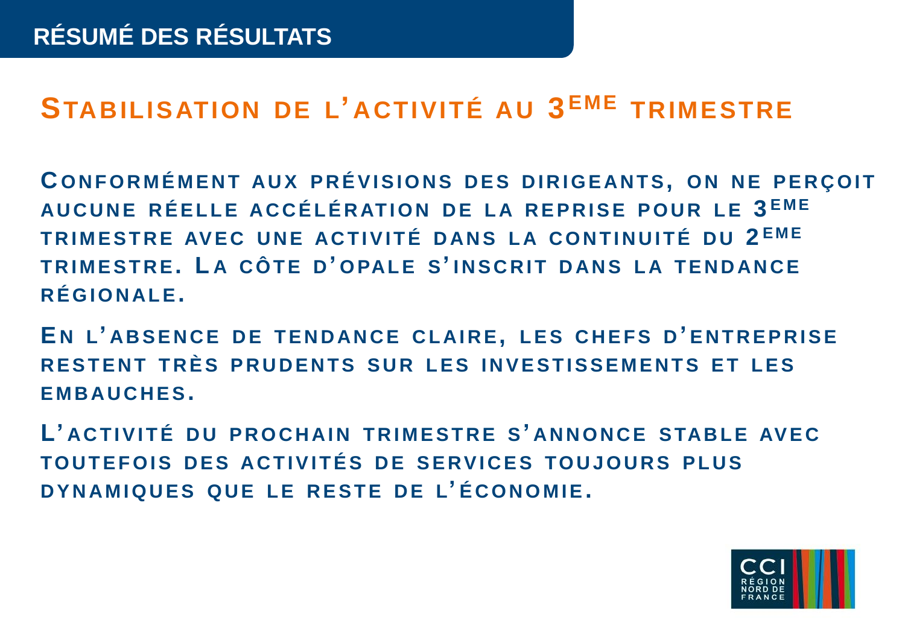# RÉSUMÉ DES RÉSULTATS

## Stabilisation de l'activité au 3eme trimestre

Conformément aux prévisions des dirigeants, on ne perçoit aucune réelle accélération de la reprise pour le 3eme trimestre avec une activité dans la continuité du 2eme trimestre. La Côte d'Opale s'inscrit dans la tendance régionale.

En l'absence de tendance claire, les chefs d'entreprise restent très prudents sur les investissements et les embauches.

L'activité du prochain trimestre s'annonce stable avec toutefois des activités de services toujours plus dynamiques que le reste de l'économie.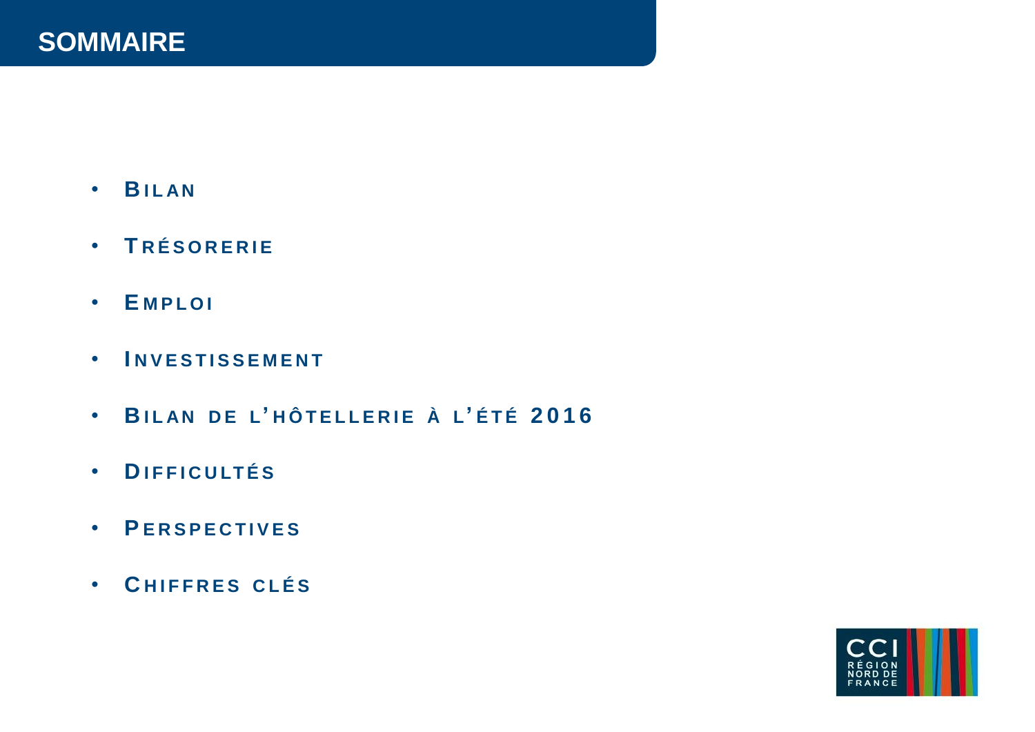# SOMMAIRE

- **Bilan**
- **Trésorerie**
- **Emploi**
- **Investissement**
- **Bilan de l'hôtellerie à l'été 2016**
- **Difficultés**
- **Perspectives**
- **Chiffres clés**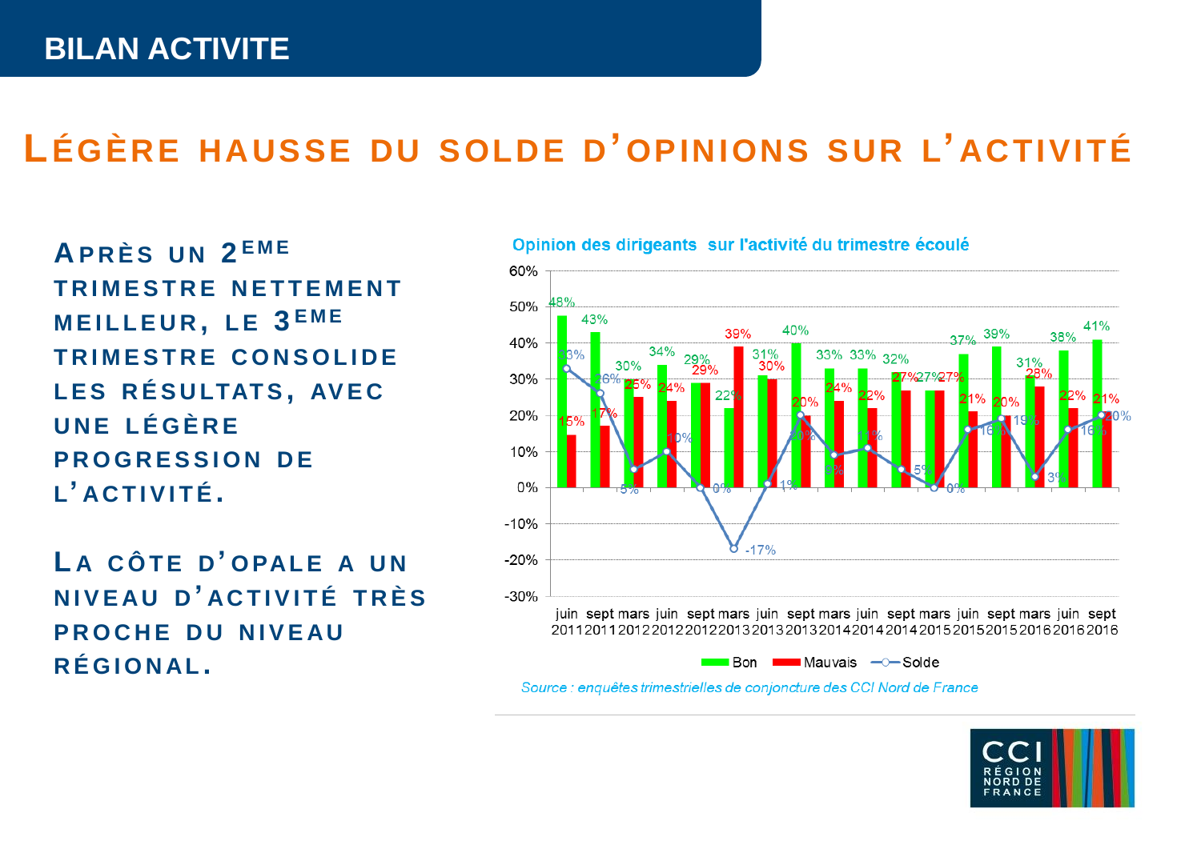# BILAN ACTIVITE

## Légère hausse du solde d'opinions sur l'activité

**Après un 2ème trimestre nettement meilleur, le 3ème trimestre consolide les résultats, avec une légère progression de l'activité.**

**La Côte d'Opale a un niveau d'activité très proche du niveau régional.**

**Opinion des dirigeants sur l'activité du trimestre écoulé**

| Période | Bon | Mauvais | Solde |
|---|---|---|---|
| juin 2011 | 48% | 15% | 33% |
| sept 2011 | 43% | 17% | 26% |
| mars 2012 | 30% | 25% | 5% |
| juin 2012 | 34% | 24% | 10% |
| sept 2012 | 29% | 29% | 0% |
| mars 2013 | 22% | 39% | -17% |
| juin 2013 | 31% | 30% | 1% |
| sept 2013 | 40% | 20% | 20% |
| mars 2014 | 33% | 24% | 9% |
| juin 2014 | 33% | 22% | 11% |
| sept 2014 | 32% | 27% | 5% |
| mars 2015 | 27% | 27% | 0% |
| juin 2015 | 37% | 21% | 16% |
| sept 2015 | 39% | 20% | 19% |
| mars 2016 | 31% | 28% | 3% |
| juin 2016 | 38% | 22% | 16% |
| sept 2016 | 41% | 21% | 20% |

*Source : enquêtes trimestrielles de conjoncture des CCI Nord de France*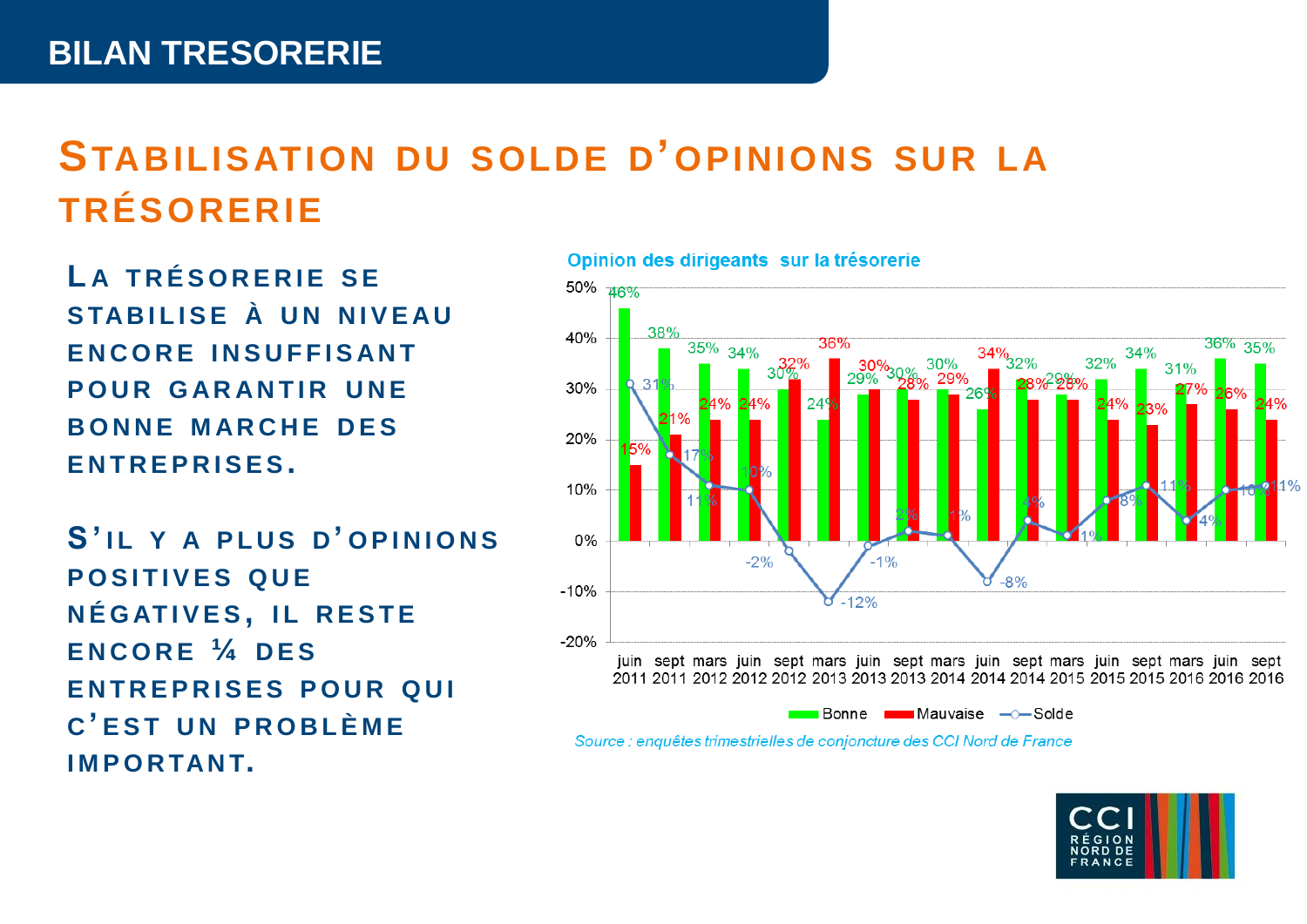# BILAN TRESORERIE

## Stabilisation du solde d'opinions sur la trésorerie

**La trésorerie se stabilise à un niveau encore insuffisant pour garantir une bonne marche des entreprises.**

**S'il y a plus d'opinions positives que négatives, il reste encore ¼ des entreprises pour qui c'est un problème important.**

Opinion des dirigeants sur la trésorerie

| | Bonne | Mauvaise | Solde |
|---|---|---|---|
| juin 2011 | 46% | 15% | 31% |
| sept 2011 | 38% | 21% | 17% |
| mars 2012 | 35% | 24% | 11% |
| juin 2012 | 34% | 24% | 10% |
| sept 2012 | 30% | 32% | -2% |
| mars 2013 | 24% | 36% | -12% |
| juin 2013 | 29% | 30% | -1% |
| sept 2013 | 30% | 28% | 2% |
| mars 2014 | 30% | 29% | 1% |
| juin 2014 | 26% | 34% | -8% |
| sept 2014 | 32% | 28% | 4% |
| mars 2015 | 29% | 28% | 1% |
| juin 2015 | 32% | 24% | 8% |
| sept 2015 | 34% | 23% | 11% |
| mars 2016 | 31% | 27% | 4% |
| juin 2016 | 36% | 26% | 10% |
| sept 2016 | 35% | 24% | 11% |

*Source : enquêtes trimestrielles de conjoncture des CCI Nord de France*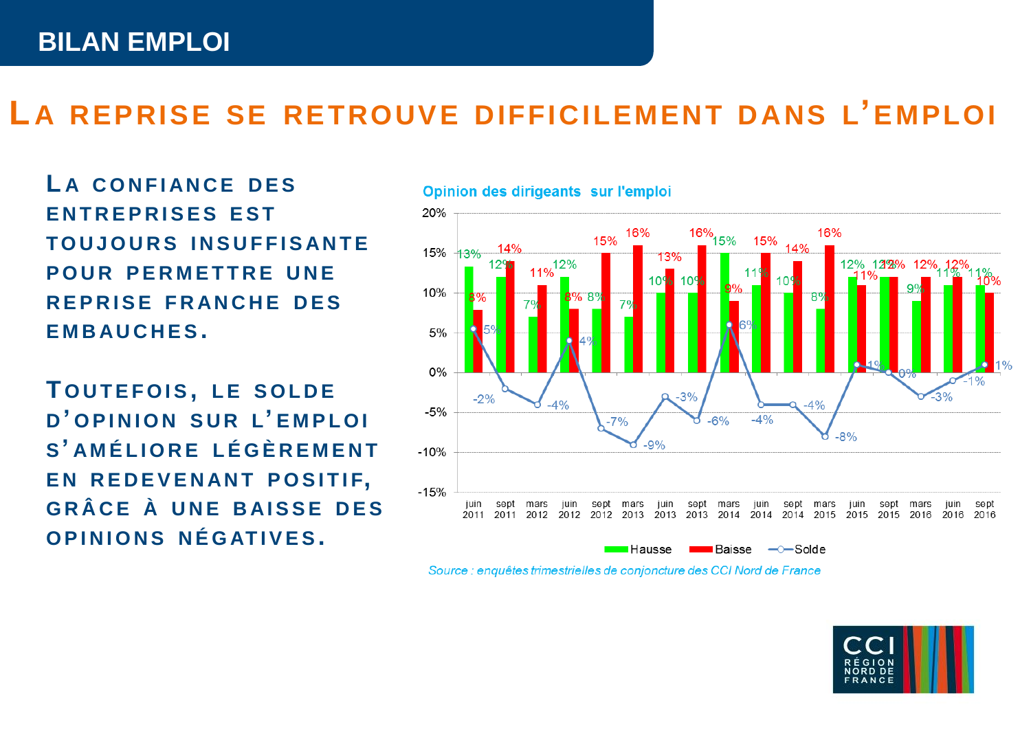## BILAN EMPLOI

# LA REPRISE SE RETROUVE DIFFICILEMENT DANS L'EMPLOI

**LA CONFIANCE DES ENTREPRISES EST TOUJOURS INSUFFISANTE POUR PERMETTRE UNE REPRISE FRANCHE DES EMBAUCHES.**

**TOUTEFOIS, LE SOLDE D'OPINION SUR L'EMPLOI S'AMÉLIORE LÉGÈREMENT EN REDEVENANT POSITIF, GRÂCE À UNE BAISSE DES OPINIONS NÉGATIVES.**

Opinion des dirigeants sur l'emploi

| | Hausse | Baisse | Solde |
|---|---|---|---|
| juin 2011 | 13% | 8% | 5% |
| sept 2011 | 12% | 14% | -2% |
| mars 2012 | 7% | 11% | -4% |
| juin 2012 | 12% | 8% | 4% |
| sept 2012 | 8% | 15% | -7% |
| mars 2013 | 7% | 16% | -9% |
| juin 2013 | 10% | 13% | -3% |
| sept 2013 | 10% | 16% | -6% |
| mars 2014 | 15% | 9% | 6% |
| juin 2014 | 11% | 15% | -4% |
| sept 2014 | 10% | 14% | -4% |
| mars 2015 | 8% | 16% | -8% |
| juin 2015 | 12% | 11% | 1% |
| sept 2015 | 12% | 12% | 0% |
| mars 2016 | 9% | 12% | -3% |
| juin 2016 | 11% | 12% | -1% |
| sept 2016 | 11% | 10% | 1% |

*Source : enquêtes trimestrielles de conjoncture des CCI Nord de France*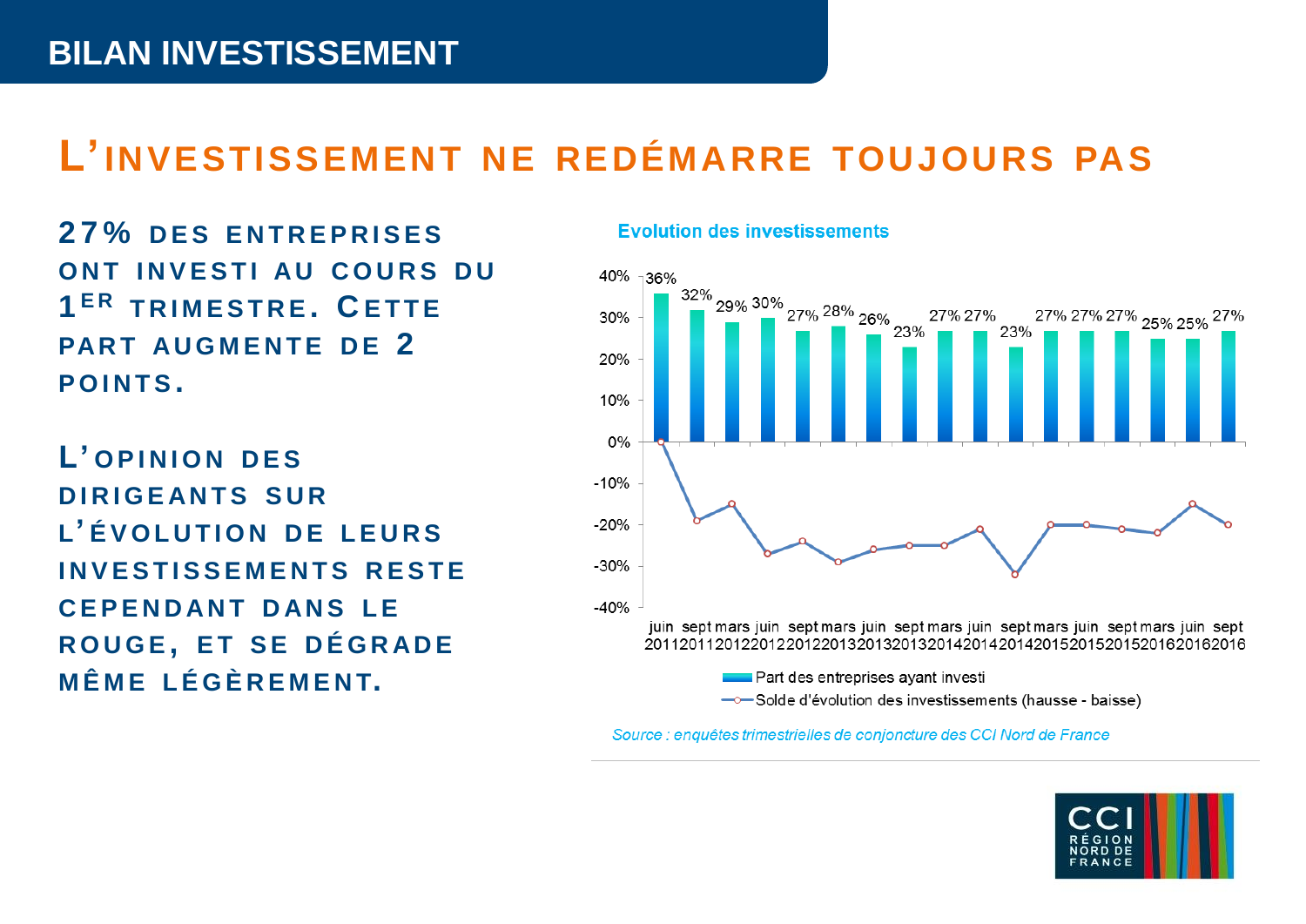# BILAN INVESTISSEMENT

## L'INVESTISSEMENT NE REDÉMARRE TOUJOURS PAS

**27% DES ENTREPRISES ONT INVESTI AU COURS DU 1[ER] TRIMESTRE. CETTE PART AUGMENTE DE 2 POINTS.**

**L'OPINION DES DIRIGEANTS SUR L'ÉVOLUTION DE LEURS INVESTISSEMENTS RESTE CEPENDANT DANS LE ROUGE, ET SE DÉGRADE MÊME LÉGÈREMENT.**

**Evolution des investissements**

| Période | Part des entreprises ayant investi | Solde d'évolution des investissements (hausse - baisse) |
|---|---|---|
| juin 2011 | 36% | 0% |
| sept 2011 | 32% | -19% |
| mars 2012 | 29% | -15% |
| juin 2012 | 30% | -27% |
| sept 2012 | 27% | -24% |
| mars 2013 | 28% | -29% |
| juin 2013 | 26% | -26% |
| sept 2013 | 23% | -25% |
| mars 2014 | 27% | -25% |
| juin 2014 | 27% | -21% |
| sept 2014 | 23% | -32% |
| mars 2015 | 27% | -20% |
| juin 2015 | 27% | -20% |
| sept 2015 | 27% | -21% |
| mars 2016 | 25% | -22% |
| juin 2016 | 25% | -15% |
| sept 2016 | 27% | -20% |

*Source : enquêtes trimestrielles de conjoncture des CCI Nord de France*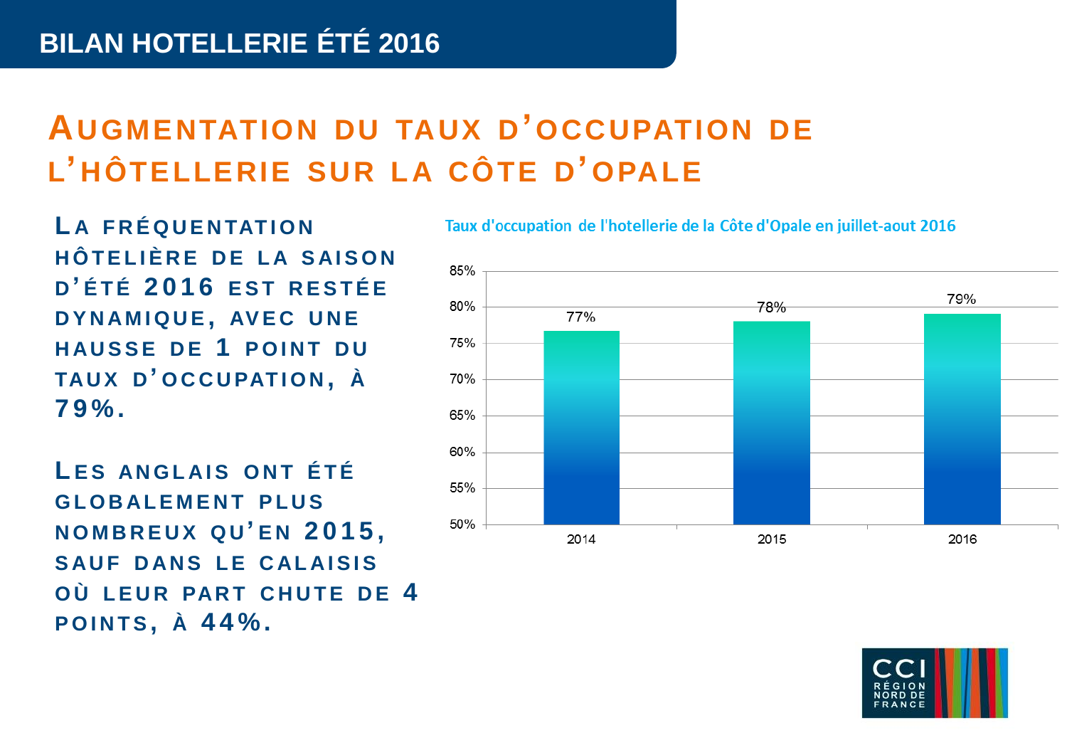# BILAN HOTELLERIE ÉTÉ 2016

## Augmentation du taux d'occupation de l'hôtellerie sur la Côte d'Opale

**La fréquentation hôtelière de la saison d'été 2016 est restée dynamique, avec une hausse de 1 point du taux d'occupation, à 79%.**

**Les Anglais ont été globalement plus nombreux qu'en 2015, sauf dans le Calaisis où leur part chute de 4 points, à 44%.**

Taux d'occupation de l'hotellerie de la Côte d'Opale en juillet-aout 2016

| Année | Taux d'occupation |
| --- | --- |
| 2014 | 77% |
| 2015 | 78% |
| 2016 | 79% |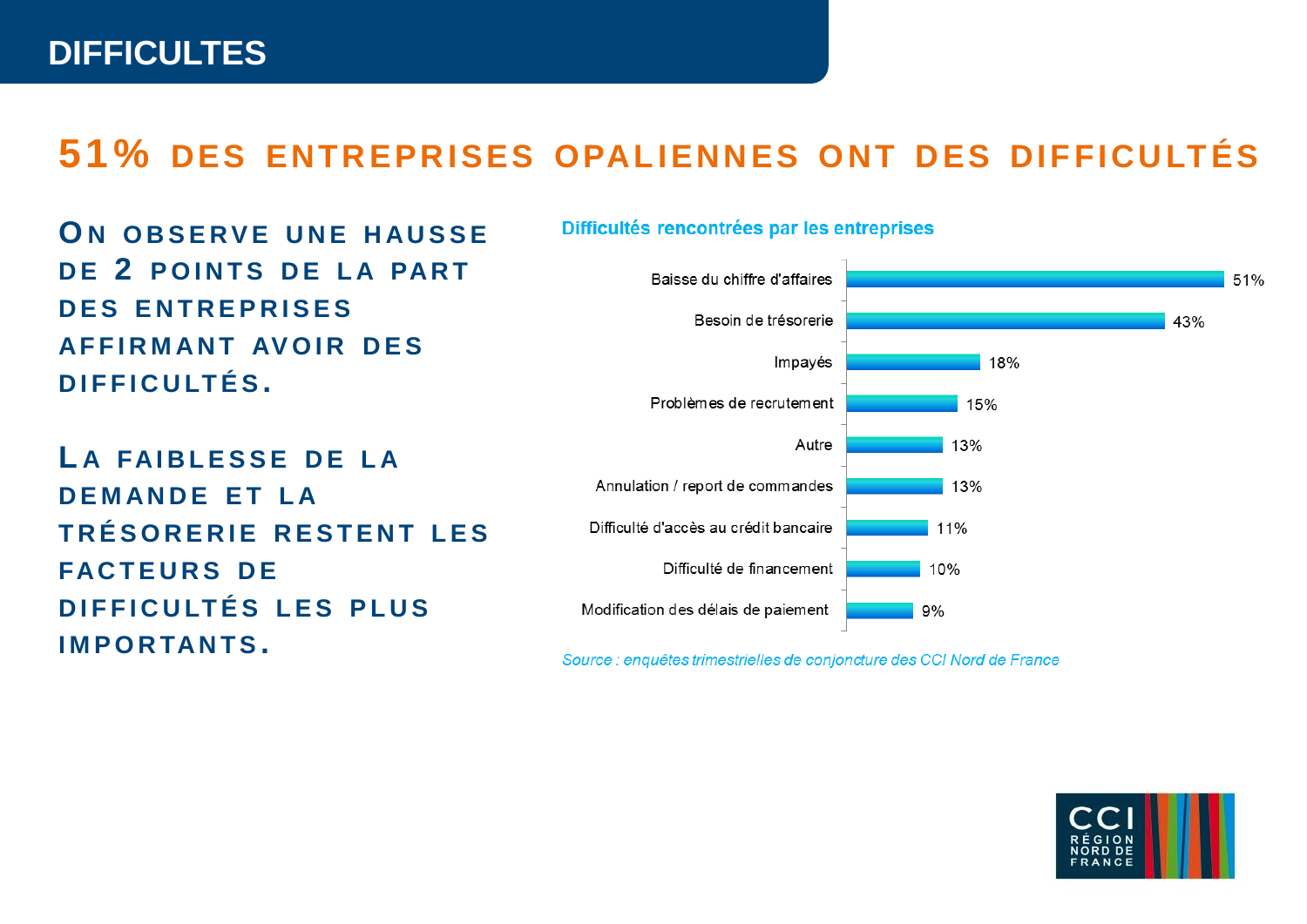# DIFFICULTES

## 51% DES ENTREPRISES OPALIENNES ONT DES DIFFICULTÉS

**ON OBSERVE UNE HAUSSE DE 2 POINTS DE LA PART DES ENTREPRISES AFFIRMANT AVOIR DES DIFFICULTÉS.**

**LA FAIBLESSE DE LA DEMANDE ET LA TRÉSORERIE RESTENT LES FACTEURS DE DIFFICULTÉS LES PLUS IMPORTANTS.**

**Difficultés rencontrées par les entreprises**

| Difficulté | % |
| --- | --- |
| Baisse du chiffre d'affaires | 51% |
| Besoin de trésorerie | 43% |
| Impayés | 18% |
| Problèmes de recrutement | 15% |
| Autre | 13% |
| Annulation / report de commandes | 13% |
| Difficulté d'accès au crédit bancaire | 11% |
| Difficulté de financement | 10% |
| Modification des délais de paiement | 9% |

*Source : enquêtes trimestrielles de conjoncture des CCI Nord de France*

CCI RÉGION NORD DE FRANCE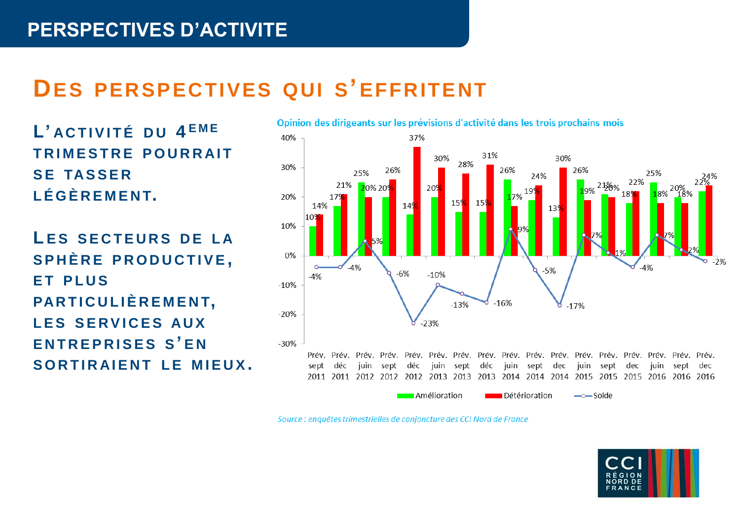# PERSPECTIVES D'ACTIVITE

## DES PERSPECTIVES QUI S'EFFRITENT

**L'ACTIVITÉ DU 4EME TRIMESTRE POURRAIT SE TASSER LÉGÈREMENT.**

**LES SECTEURS DE LA SPHÈRE PRODUCTIVE, ET PLUS PARTICULIÈREMENT, LES SERVICES AUX ENTREPRISES S'EN SORTIRAIENT LE MIEUX.**

Opinion des dirigeants sur les prévisions d'activité dans les trois prochains mois

| | Amélioration | Détérioration | Solde |
|---|---|---|---|
| Prév. sept 2011 | 10% | 14% | -4% |
| Prév. déc 2011 | 17% | 21% | -4% |
| Prév. juin 2012 | 25% | 20% | 5% |
| Prév. sept 2012 | 20% | 26% | -6% |
| Prév. déc 2012 | 14% | 37% | -23% |
| Prév. juin 2013 | 20% | 30% | -10% |
| Prév. sept 2013 | 15% | 28% | -13% |
| Prév. déc 2013 | 15% | 31% | -16% |
| Prév. juin 2014 | 26% | 17% | 9% |
| Prév. sept 2014 | 19% | 24% | -5% |
| Prév. dec 2014 | 13% | 30% | -17% |
| Prév. juin 2015 | 26% | 19% | 7% |
| Prév. sept 2015 | 21% | 20% | 1% |
| Prév. dec 2015 | 18% | 22% | -4% |
| Prév. juin 2016 | 25% | 18% | 7% |
| Prév. sept 2016 | 20% | 18% | 2% |
| Prév. dec 2016 | 22% | 24% | -2% |

*Source : enquêtes trimestrielles de conjoncture des CCI Nord de France*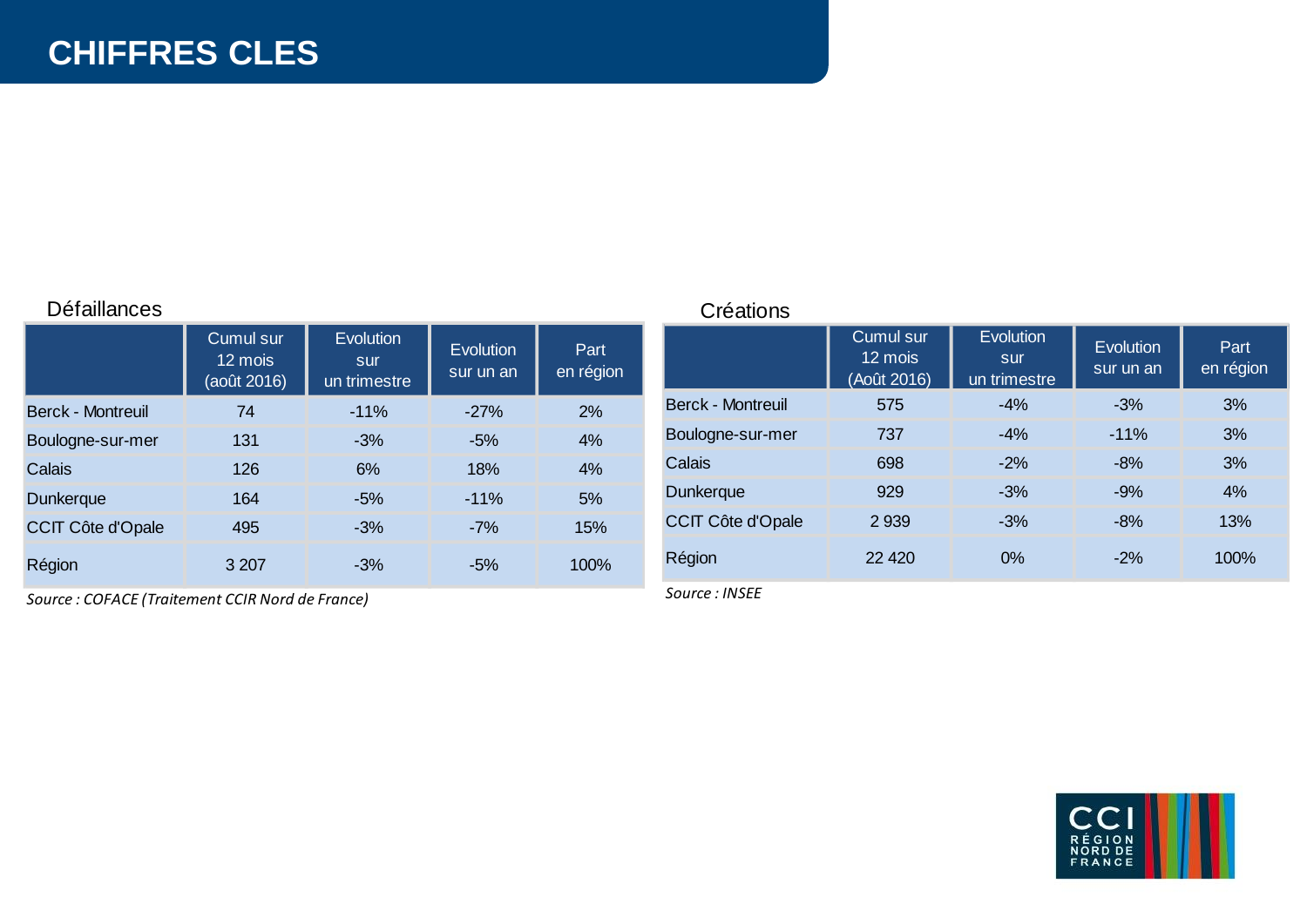# CHIFFRES CLES

## Défaillances

| | Cumul sur 12 mois (août 2016) | Evolution sur un trimestre | Evolution sur un an | Part en région |
|---|---|---|---|---|
| Berck - Montreuil | 74 | -11% | -27% | 2% |
| Boulogne-sur-mer | 131 | -3% | -5% | 4% |
| Calais | 126 | 6% | 18% | 4% |
| Dunkerque | 164 | -5% | -11% | 5% |
| CCIT Côte d'Opale | 495 | -3% | -7% | 15% |
| Région | 3 207 | -3% | -5% | 100% |

*Source : COFACE (Traitement CCIR Nord de France)*

## Créations

| | Cumul sur 12 mois (Août 2016) | Evolution sur un trimestre | Evolution sur un an | Part en région |
|---|---|---|---|---|
| Berck - Montreuil | 575 | -4% | -3% | 3% |
| Boulogne-sur-mer | 737 | -4% | -11% | 3% |
| Calais | 698 | -2% | -8% | 3% |
| Dunkerque | 929 | -3% | -9% | 4% |
| CCIT Côte d'Opale | 2 939 | -3% | -8% | 13% |
| Région | 22 420 | 0% | -2% | 100% |

*Source : INSEE*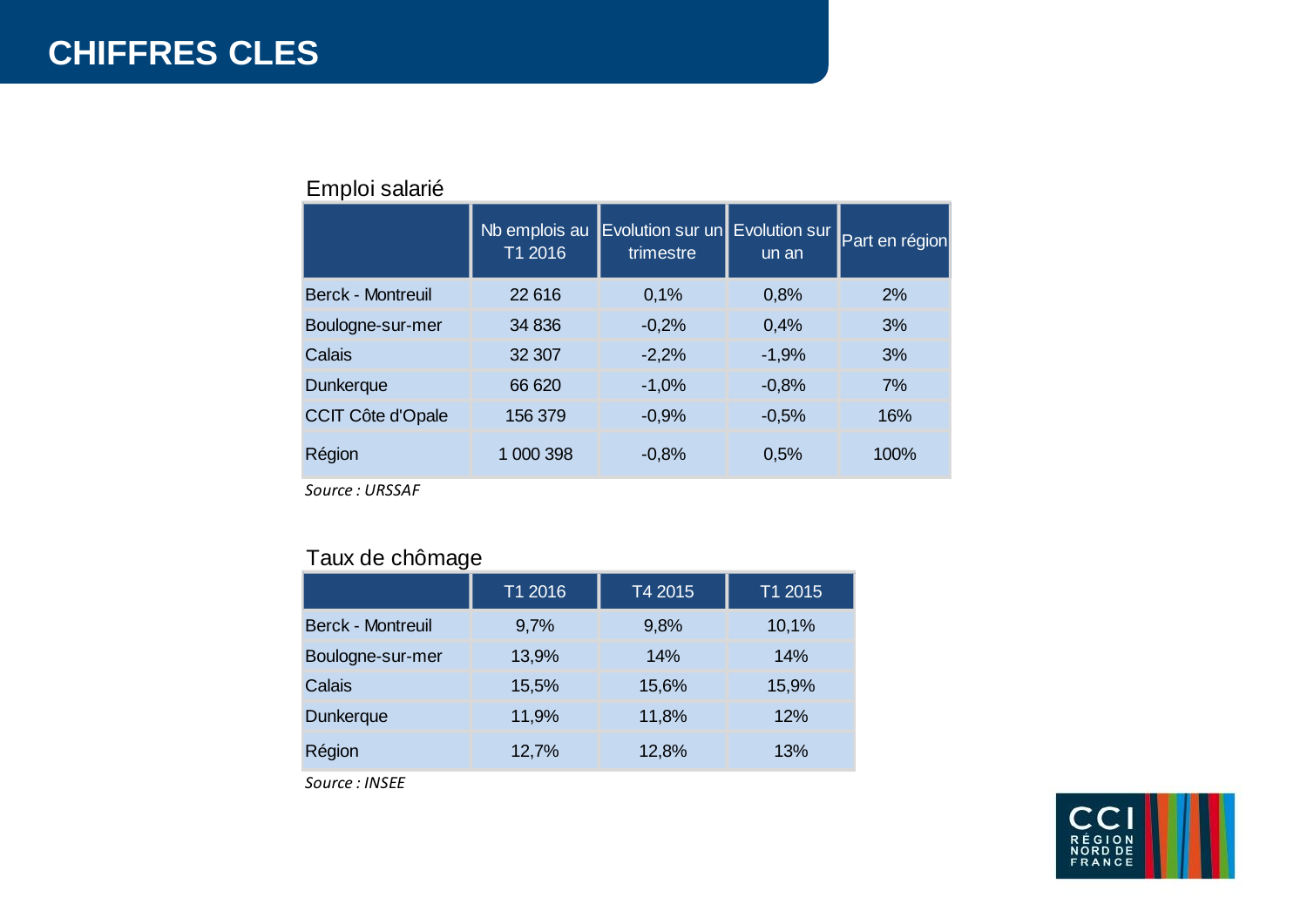# CHIFFRES CLES

## Emploi salarié

| | Nb emplois au T1 2016 | Evolution sur un trimestre | Evolution sur un an | Part en région |
|---|---|---|---|---|
| Berck - Montreuil | 22 616 | 0,1% | 0,8% | 2% |
| Boulogne-sur-mer | 34 836 | -0,2% | 0,4% | 3% |
| Calais | 32 307 | -2,2% | -1,9% | 3% |
| Dunkerque | 66 620 | -1,0% | -0,8% | 7% |
| CCIT Côte d'Opale | 156 379 | -0,9% | -0,5% | 16% |
| Région | 1 000 398 | -0,8% | 0,5% | 100% |

*Source : URSSAF*

## Taux de chômage

| | T1 2016 | T4 2015 | T1 2015 |
|---|---|---|---|
| Berck - Montreuil | 9,7% | 9,8% | 10,1% |
| Boulogne-sur-mer | 13,9% | 14% | 14% |
| Calais | 15,5% | 15,6% | 15,9% |
| Dunkerque | 11,9% | 11,8% | 12% |
| Région | 12,7% | 12,8% | 13% |

*Source : INSEE*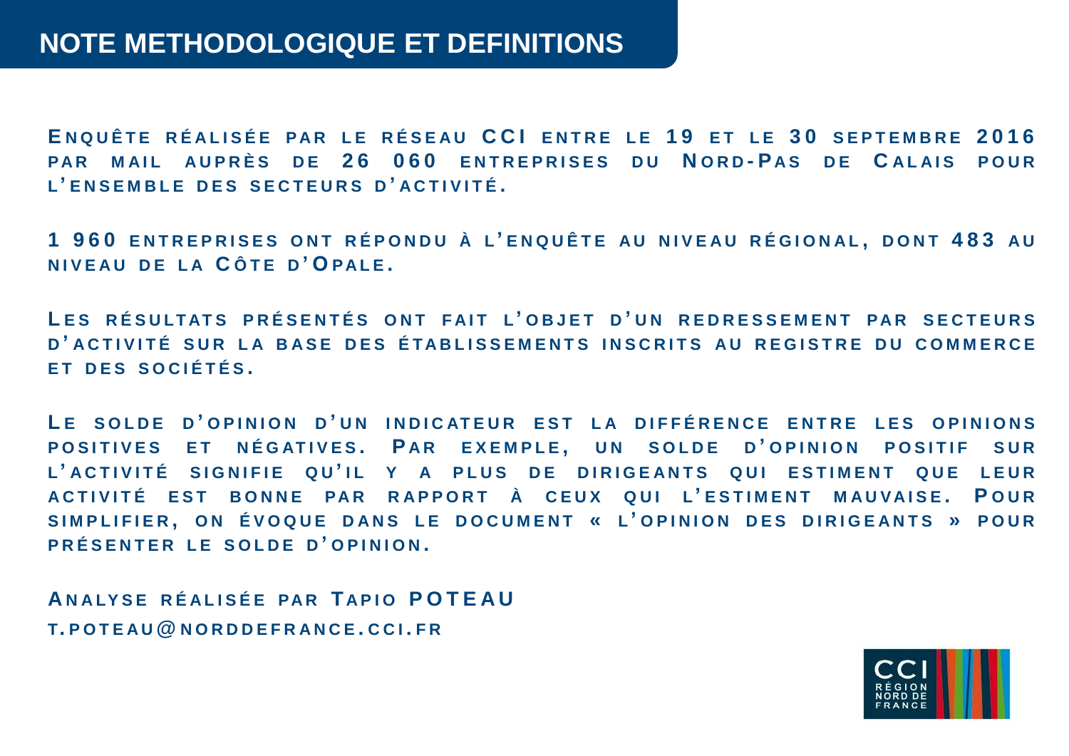# NOTE METHODOLOGIQUE ET DEFINITIONS

**Enquête réalisée par le réseau CCI entre le 19 et le 30 septembre 2016 par mail auprès de 26 060 entreprises du Nord-Pas de Calais pour l'ensemble des secteurs d'activité.**

**1 960 entreprises ont répondu à l'enquête au niveau régional, dont 483 au niveau de la Côte d'Opale.**

**Les résultats présentés ont fait l'objet d'un redressement par secteurs d'activité sur la base des établissements inscrits au registre du commerce et des sociétés.**

**Le solde d'opinion d'un indicateur est la différence entre les opinions positives et négatives. Par exemple, un solde d'opinion positif sur l'activité signifie qu'il y a plus de dirigeants qui estiment que leur activité est bonne par rapport à ceux qui l'estiment mauvaise. Pour simplifier, on évoque dans le document « l'opinion des dirigeants » pour présenter le solde d'opinion.**

**Analyse réalisée par Tapio POTEAU**
**t.poteau@norddefrance.cci.fr**

CCI RÉGION NORD DE FRANCE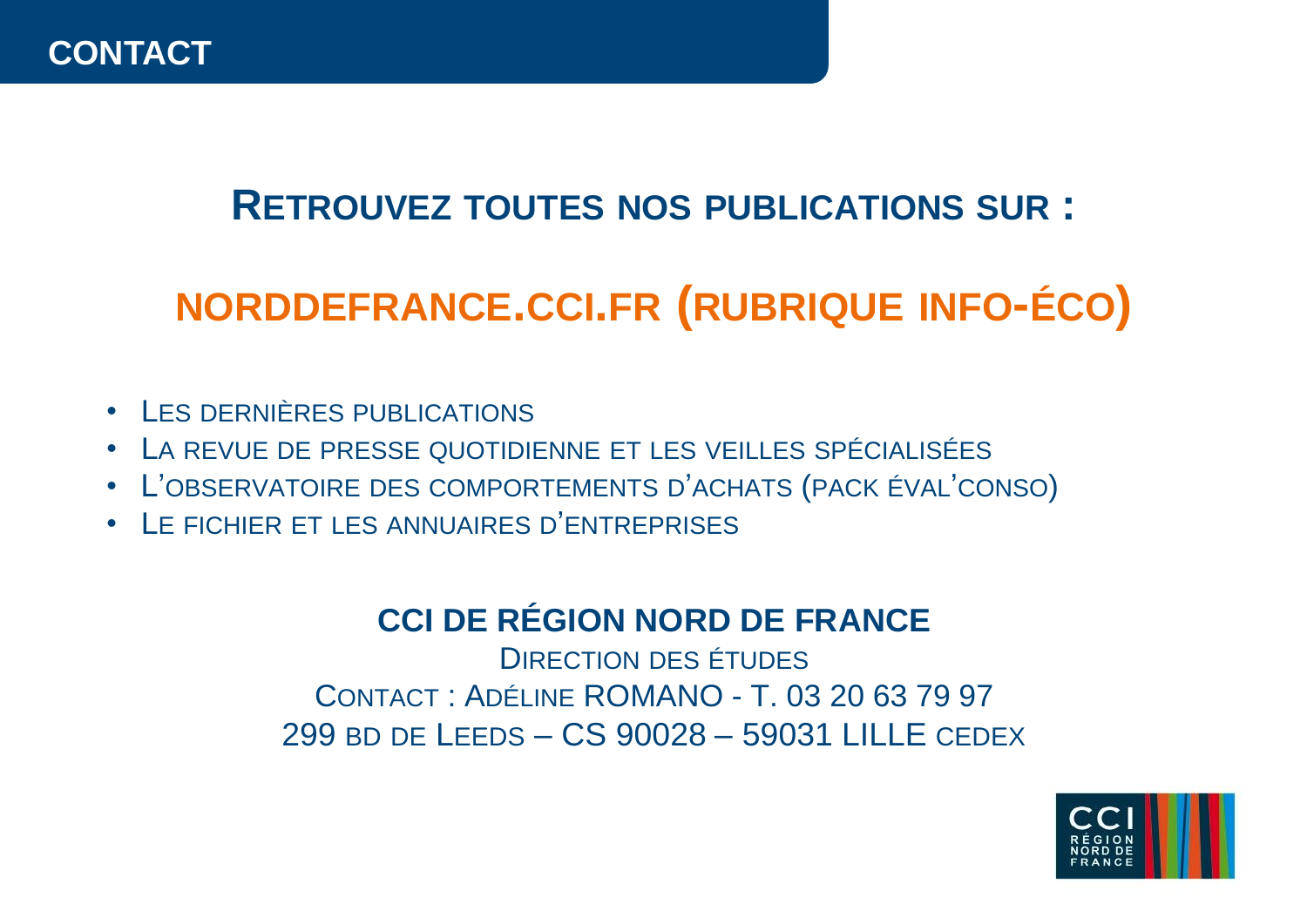# CONTACT

## Retrouvez toutes nos publications sur :

## NORDDEFRANCE.CCI.FR (RUBRIQUE INFO-ÉCO)

- Les dernières publications
- La revue de presse quotidienne et les veilles spécialisées
- L'observatoire des comportements d'achats (pack Éval'conso)
- Le fichier et les annuaires d'entreprises

**CCI DE RÉGION NORD DE FRANCE**

Direction des études

Contact : Adéline ROMANO - T. 03 20 63 79 97

299 bd de Leeds – CS 90028 – 59031 LILLE cedex

CCI RÉGION NORD DE FRANCE